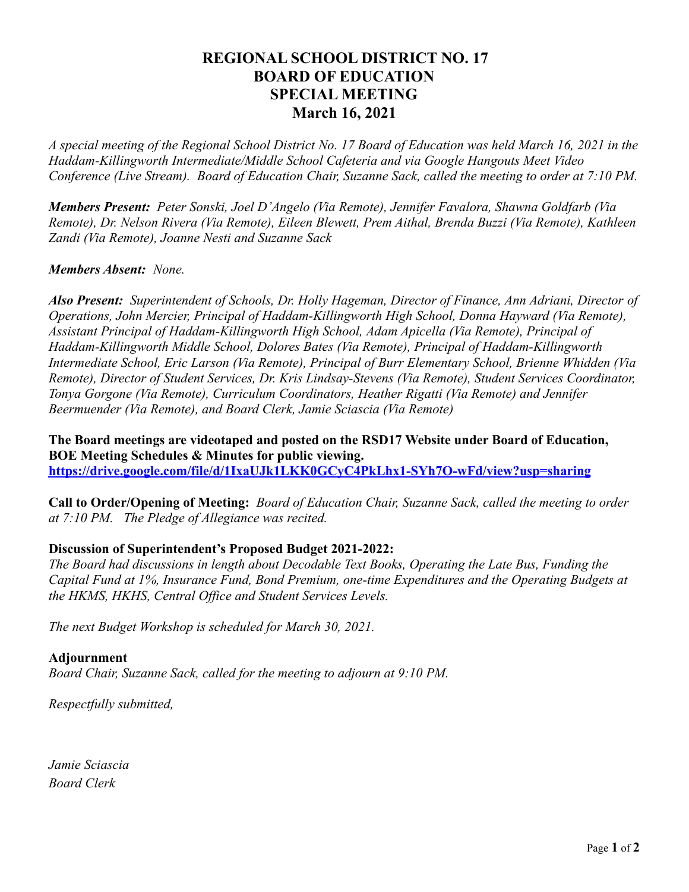# REGIONAL SCHOOL DISTRICT NO. 17
# BOARD OF EDUCATION
# SPECIAL MEETING
# March 16, 2021

*A special meeting of the Regional School District No. 17 Board of Education was held March 16, 2021 in the Haddam-Killingworth Intermediate/Middle School Cafeteria and via Google Hangouts Meet Video Conference (Live Stream). Board of Education Chair, Suzanne Sack, called the meeting to order at 7:10 PM.*

***Members Present:*** *Peter Sonski, Joel D'Angelo (Via Remote), Jennifer Favalora, Shawna Goldfarb (Via Remote), Dr. Nelson Rivera (Via Remote), Eileen Blewett, Prem Aithal, Brenda Buzzi (Via Remote), Kathleen Zandi (Via Remote), Joanne Nesti and Suzanne Sack*

***Members Absent:*** *None.*

***Also Present:*** *Superintendent of Schools, Dr. Holly Hageman, Director of Finance, Ann Adriani, Director of Operations, John Mercier, Principal of Haddam-Killingworth High School, Donna Hayward (Via Remote), Assistant Principal of Haddam-Killingworth High School, Adam Apicella (Via Remote), Principal of Haddam-Killingworth Middle School, Dolores Bates (Via Remote), Principal of Haddam-Killingworth Intermediate School, Eric Larson (Via Remote), Principal of Burr Elementary School, Brienne Whidden (Via Remote), Director of Student Services, Dr. Kris Lindsay-Stevens (Via Remote), Student Services Coordinator, Tonya Gorgone (Via Remote), Curriculum Coordinators, Heather Rigatti (Via Remote) and Jennifer Beermuender (Via Remote), and Board Clerk, Jamie Sciascia (Via Remote)*

**The Board meetings are videotaped and posted on the RSD17 Website under Board of Education, BOE Meeting Schedules & Minutes for public viewing.**
**https://drive.google.com/file/d/1IxaUJk1LKK0GCyC4PkLhx1-SYh7O-wFd/view?usp=sharing**

**Call to Order/Opening of Meeting:** *Board of Education Chair, Suzanne Sack, called the meeting to order at 7:10 PM. The Pledge of Allegiance was recited.*

**Discussion of Superintendent's Proposed Budget 2021-2022:**
*The Board had discussions in length about Decodable Text Books, Operating the Late Bus, Funding the Capital Fund at 1%, Insurance Fund, Bond Premium, one-time Expenditures and the Operating Budgets at the HKMS, HKHS, Central Office and Student Services Levels.*

*The next Budget Workshop is scheduled for March 30, 2021.*

**Adjournment**
*Board Chair, Suzanne Sack, called for the meeting to adjourn at 9:10 PM.*

*Respectfully submitted,*

*Jamie Sciascia*
*Board Clerk*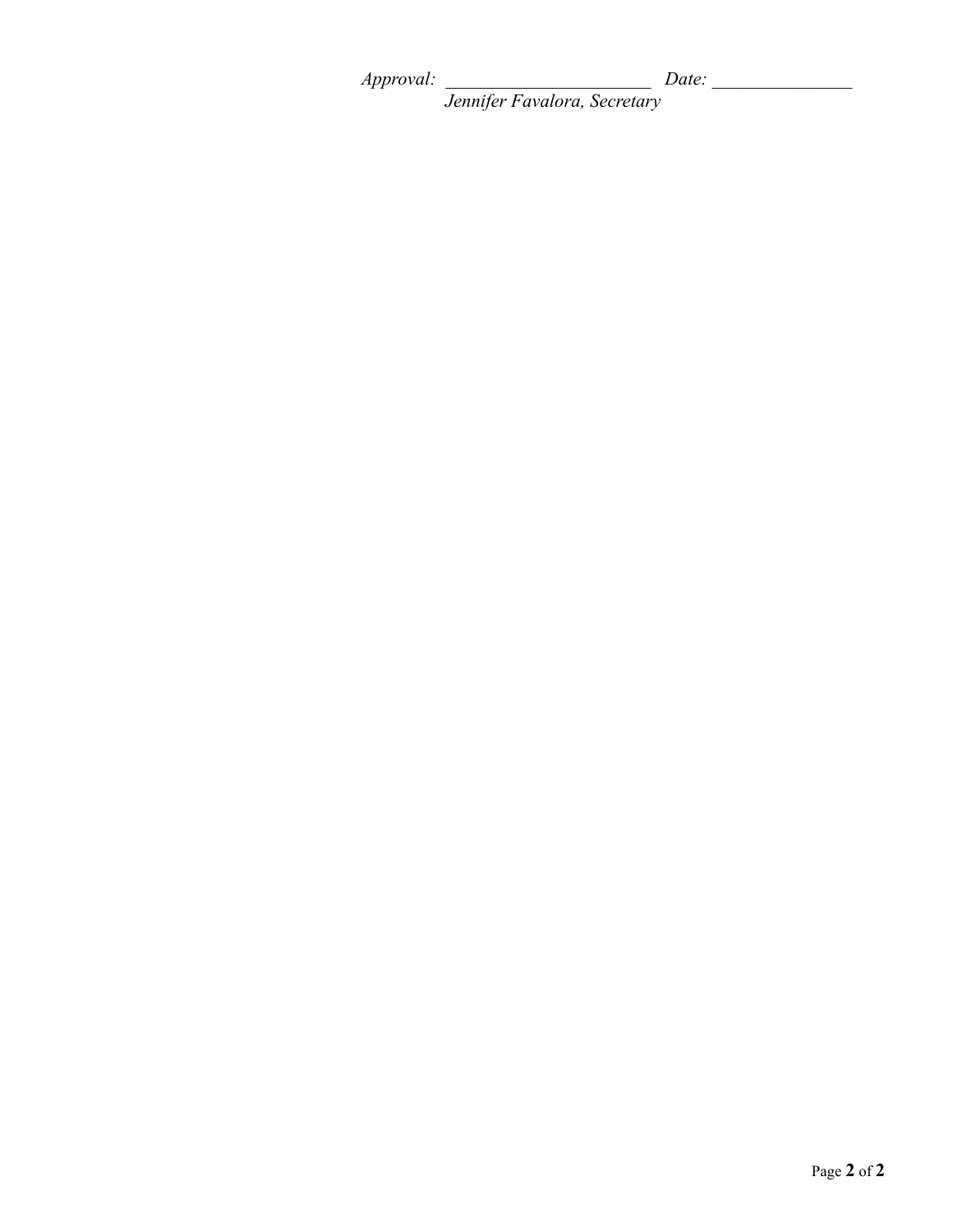*Approval:* \_\_\_\_\_\_\_\_\_\_\_\_\_\_\_\_\_\_\_\_\_\_\_ *Date:* \_\_\_\_\_\_\_\_\_\_\_\_\_\_\_\_

*Jennifer Favalora, Secretary*